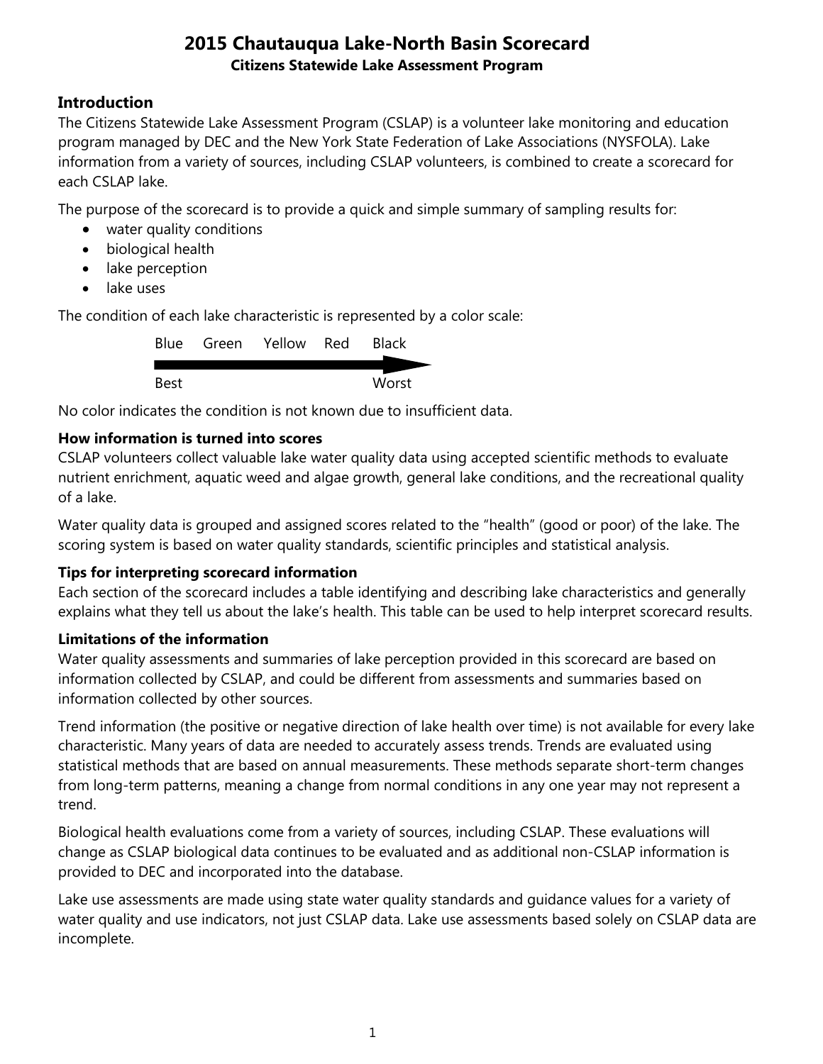# 2015 Chautauqua Lake-North Basin Scorecard

### Citizens Statewide Lake Assessment Program

## Introduction

The Citizens Statewide Lake Assessment Program (CSLAP) is a volunteer lake monitoring and education program managed by DEC and the New York State Federation of Lake Associations (NYSFOLA). Lake information from a variety of sources, including CSLAP volunteers, is combined to create a scorecard for each CSLAP lake.

The purpose of the scorecard is to provide a quick and simple summary of sampling results for:

- water quality conditions
- biological health
- lake perception
- lake uses

The condition of each lake characteristic is represented by a color scale:

Blue Green Yellow Red Black

Best → Worst

No color indicates the condition is not known due to insufficient data.

### How information is turned into scores

CSLAP volunteers collect valuable lake water quality data using accepted scientific methods to evaluate nutrient enrichment, aquatic weed and algae growth, general lake conditions, and the recreational quality of a lake.

Water quality data is grouped and assigned scores related to the "health" (good or poor) of the lake. The scoring system is based on water quality standards, scientific principles and statistical analysis.

### Tips for interpreting scorecard information

Each section of the scorecard includes a table identifying and describing lake characteristics and generally explains what they tell us about the lake's health. This table can be used to help interpret scorecard results.

### Limitations of the information

Water quality assessments and summaries of lake perception provided in this scorecard are based on information collected by CSLAP, and could be different from assessments and summaries based on information collected by other sources.

Trend information (the positive or negative direction of lake health over time) is not available for every lake characteristic. Many years of data are needed to accurately assess trends. Trends are evaluated using statistical methods that are based on annual measurements. These methods separate short-term changes from long-term patterns, meaning a change from normal conditions in any one year may not represent a trend.

Biological health evaluations come from a variety of sources, including CSLAP. These evaluations will change as CSLAP biological data continues to be evaluated and as additional non-CSLAP information is provided to DEC and incorporated into the database.

Lake use assessments are made using state water quality standards and guidance values for a variety of water quality and use indicators, not just CSLAP data. Lake use assessments based solely on CSLAP data are incomplete.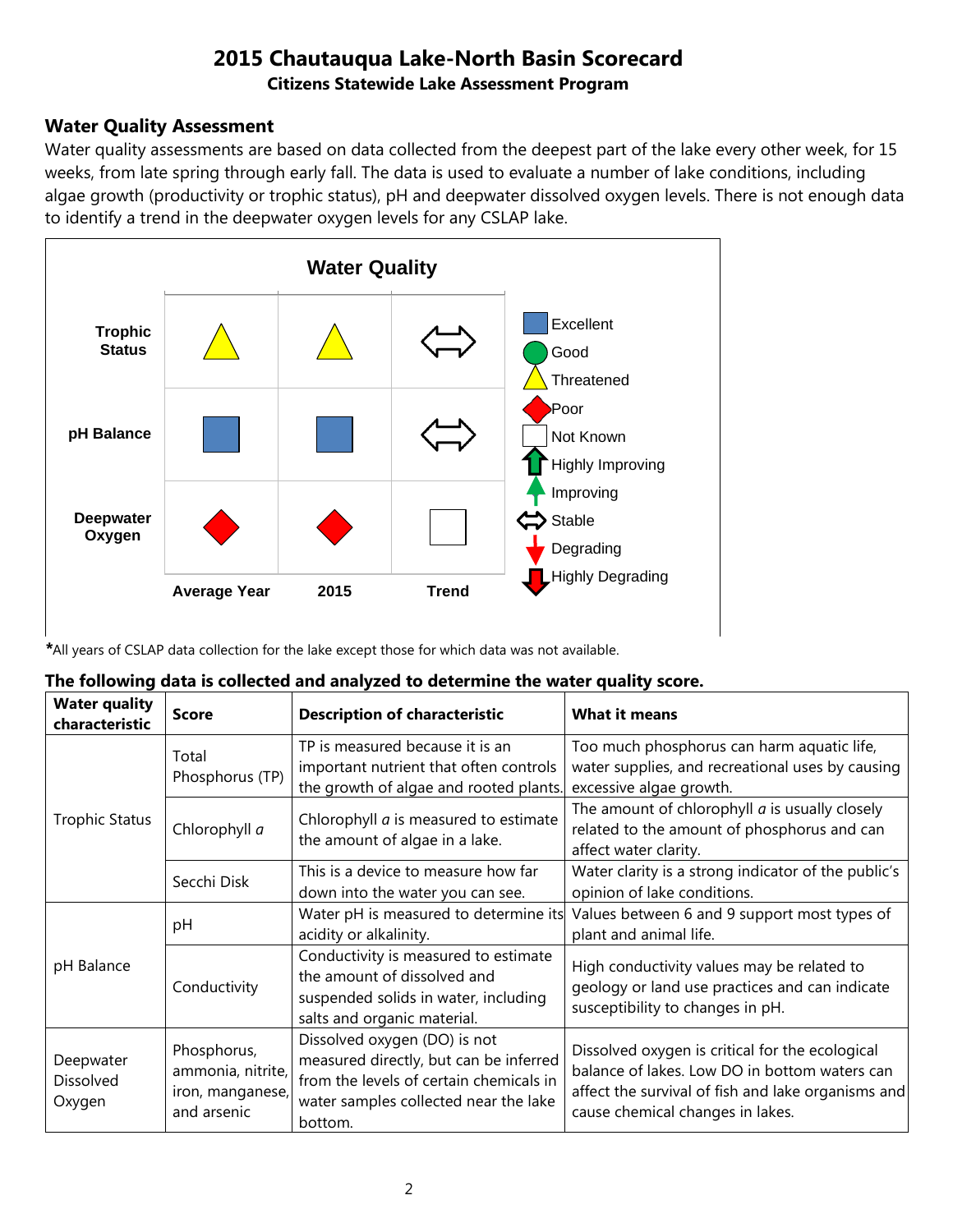# 2015 Chautauqua Lake-North Basin Scorecard

**Citizens Statewide Lake Assessment Program**

## Water Quality Assessment

Water quality assessments are based on data collected from the deepest part of the lake every other week, for 15 weeks, from late spring through early fall. The data is used to evaluate a number of lake conditions, including algae growth (productivity or trophic status), pH and deepwater dissolved oxygen levels. There is not enough data to identify a trend in the deepwater oxygen levels for any CSLAP lake.

**Water Quality**

| | Average Year | 2015 | Trend |
|---|---|---|---|
| **Trophic Status** | Threatened | Threatened | Stable |
| **pH Balance** | Excellent | Excellent | Stable |
| **Deepwater Oxygen** | Poor | Poor | Not Known |

Legend: Excellent, Good, Threatened, Poor, Not Known, Highly Improving, Improving, Stable, Degrading, Highly Degrading

***All years of CSLAP data collection for the lake except those for which data was not available.**

**The following data is collected and analyzed to determine the water quality score.**

| Water quality characteristic | Score | Description of characteristic | What it means |
|---|---|---|---|
| Trophic Status | Total Phosphorus (TP) | TP is measured because it is an important nutrient that often controls the growth of algae and rooted plants. | Too much phosphorus can harm aquatic life, water supplies, and recreational uses by causing excessive algae growth. |
| | Chlorophyll *a* | Chlorophyll *a* is measured to estimate the amount of algae in a lake. | The amount of chlorophyll *a* is usually closely related to the amount of phosphorus and can affect water clarity. |
| | Secchi Disk | This is a device to measure how far down into the water you can see. | Water clarity is a strong indicator of the public's opinion of lake conditions. |
| pH Balance | pH | Water pH is measured to determine its acidity or alkalinity. | Values between 6 and 9 support most types of plant and animal life. |
| | Conductivity | Conductivity is measured to estimate the amount of dissolved and suspended solids in water, including salts and organic material. | High conductivity values may be related to geology or land use practices and can indicate susceptibility to changes in pH. |
| Deepwater Dissolved Oxygen | Phosphorus, ammonia, nitrite, iron, manganese, and arsenic | Dissolved oxygen (DO) is not measured directly, but can be inferred from the levels of certain chemicals in water samples collected near the lake bottom. | Dissolved oxygen is critical for the ecological balance of lakes. Low DO in bottom waters can affect the survival of fish and lake organisms and cause chemical changes in lakes. |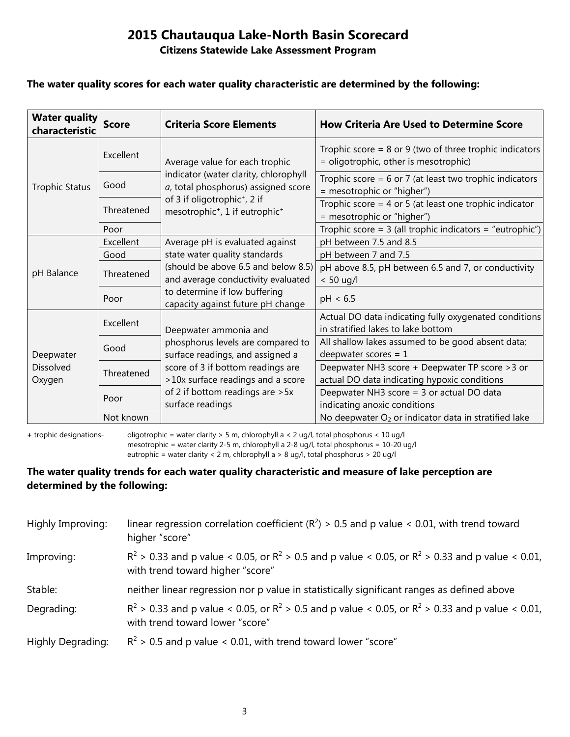# 2015 Chautauqua Lake-North Basin Scorecard

**Citizens Statewide Lake Assessment Program**

**The water quality scores for each water quality characteristic are determined by the following:**

| Water quality characteristic | Score | Criteria Score Elements | How Criteria Are Used to Determine Score |
|---|---|---|---|
| Trophic Status | Excellent | Average value for each trophic indicator (water clarity, chlorophyll *a*, total phosphorus) assigned score of 3 if oligotrophic+, 2 if mesotrophic+, 1 if eutrophic+ | Trophic score = 8 or 9 (two of three trophic indicators = oligotrophic, other is mesotrophic) |
| | Good | | Trophic score = 6 or 7 (at least two trophic indicators = mesotrophic or "higher") |
| | Threatened | | Trophic score = 4 or 5 (at least one trophic indicator = mesotrophic or "higher") |
| | Poor | | Trophic score = 3 (all trophic indicators = "eutrophic") |
| pH Balance | Excellent | Average pH is evaluated against state water quality standards (should be above 6.5 and below 8.5) and average conductivity evaluated to determine if low buffering capacity against future pH change | pH between 7.5 and 8.5 |
| | Good | | pH between 7 and 7.5 |
| | Threatened | | pH above 8.5, pH between 6.5 and 7, or conductivity < 50 ug/l |
| | Poor | | pH < 6.5 |
| Deepwater Dissolved Oxygen | Excellent | Deepwater ammonia and phosphorus levels are compared to surface readings, and assigned a score of 3 if bottom readings are >10x surface readings and a score of 2 if bottom readings are >5x surface readings | Actual DO data indicating fully oxygenated conditions in stratified lakes to lake bottom |
| | Good | | All shallow lakes assumed to be good absent data; deepwater scores = 1 |
| | Threatened | | Deepwater $NH_3$ score + Deepwater TP score >3 or actual DO data indicating hypoxic conditions |
| | Poor | | Deepwater $NH_3$ score = 3 or actual DO data indicating anoxic conditions |
| | Not known | | No deepwater $O_2$ or indicator data in stratified lake |

**+** trophic designations- oligotrophic = water clarity > 5 m, chlorophyll a < 2 ug/l, total phosphorus < 10 ug/l
mesotrophic = water clarity 2-5 m, chlorophyll a 2-8 ug/l, total phosphorus = 10-20 ug/l
eutrophic = water clarity < 2 m, chlorophyll a > 8 ug/l, total phosphorus > 20 ug/l

**The water quality trends for each water quality characteristic and measure of lake perception are determined by the following:**

Highly Improving: linear regression correlation coefficient ($R^2$) > 0.5 and p value < 0.01, with trend toward higher "score"

Improving: $R^2 > 0.33$ and p value < 0.05, or $R^2 > 0.5$ and p value < 0.05, or $R^2 > 0.33$ and p value < 0.01, with trend toward higher "score"

Stable: neither linear regression nor p value in statistically significant ranges as defined above

Degrading: $R^2 > 0.33$ and p value < 0.05, or $R^2 > 0.5$ and p value < 0.05, or $R^2 > 0.33$ and p value < 0.01, with trend toward lower "score"

Highly Degrading: $R^2 > 0.5$ and p value < 0.01, with trend toward lower "score"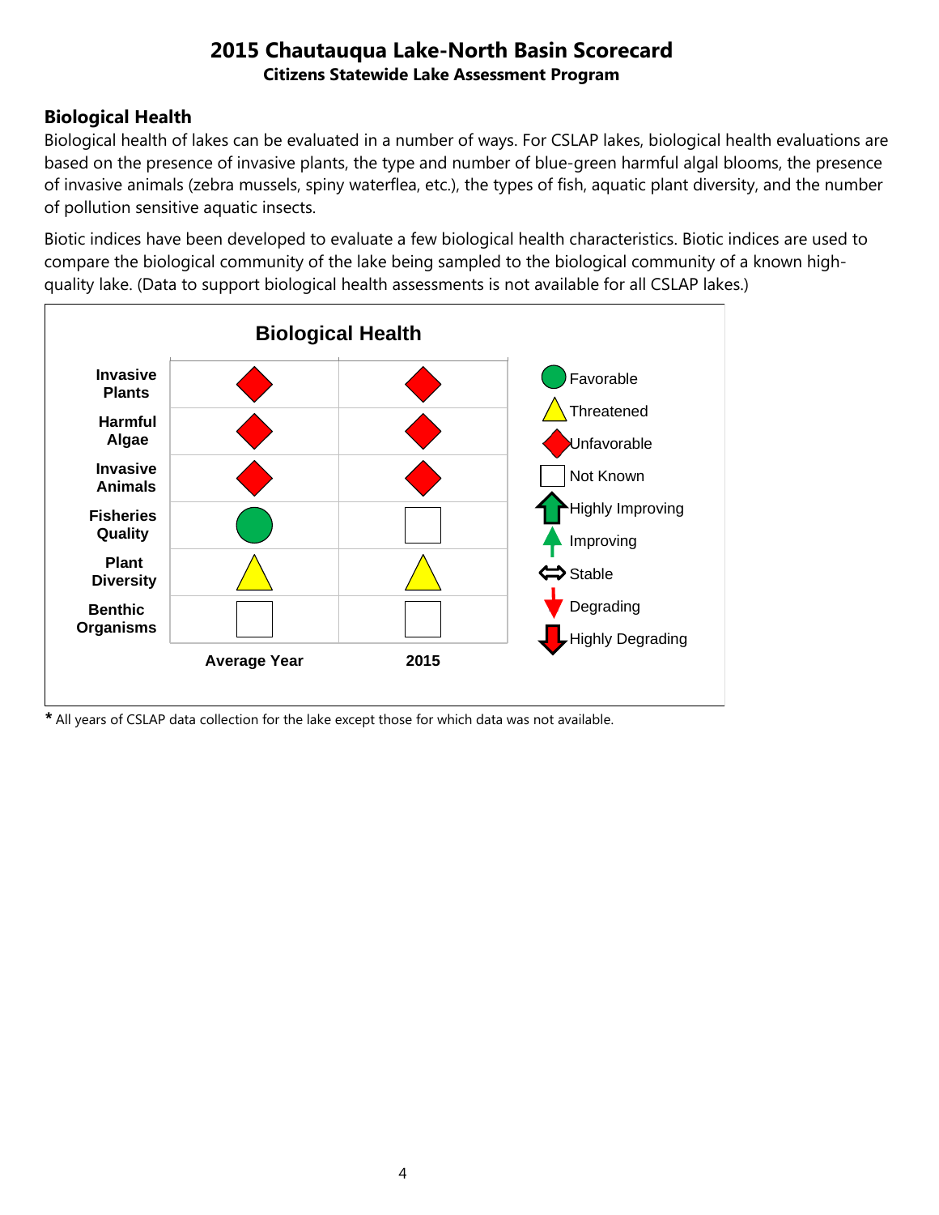# 2015 Chautauqua Lake-North Basin Scorecard

**Citizens Statewide Lake Assessment Program**

## Biological Health

Biological health of lakes can be evaluated in a number of ways. For CSLAP lakes, biological health evaluations are based on the presence of invasive plants, the type and number of blue-green harmful algal blooms, the presence of invasive animals (zebra mussels, spiny waterflea, etc.), the types of fish, aquatic plant diversity, and the number of pollution sensitive aquatic insects.

Biotic indices have been developed to evaluate a few biological health characteristics. Biotic indices are used to compare the biological community of the lake being sampled to the biological community of a known high-quality lake. (Data to support biological health assessments is not available for all CSLAP lakes.)

**Biological Health**

| | Average Year | 2015 |
|---|---|---|
| Invasive Plants | Unfavorable | Unfavorable |
| Harmful Algae | Unfavorable | Unfavorable |
| Invasive Animals | Unfavorable | Unfavorable |
| Fisheries Quality | Favorable | Not Known |
| Plant Diversity | Threatened | Threatened |
| Benthic Organisms | Not Known | Not Known |

Legend: Favorable; Threatened; Unfavorable; Not Known; Highly Improving; Improving; Stable; Degrading; Highly Degrading

* All years of CSLAP data collection for the lake except those for which data was not available.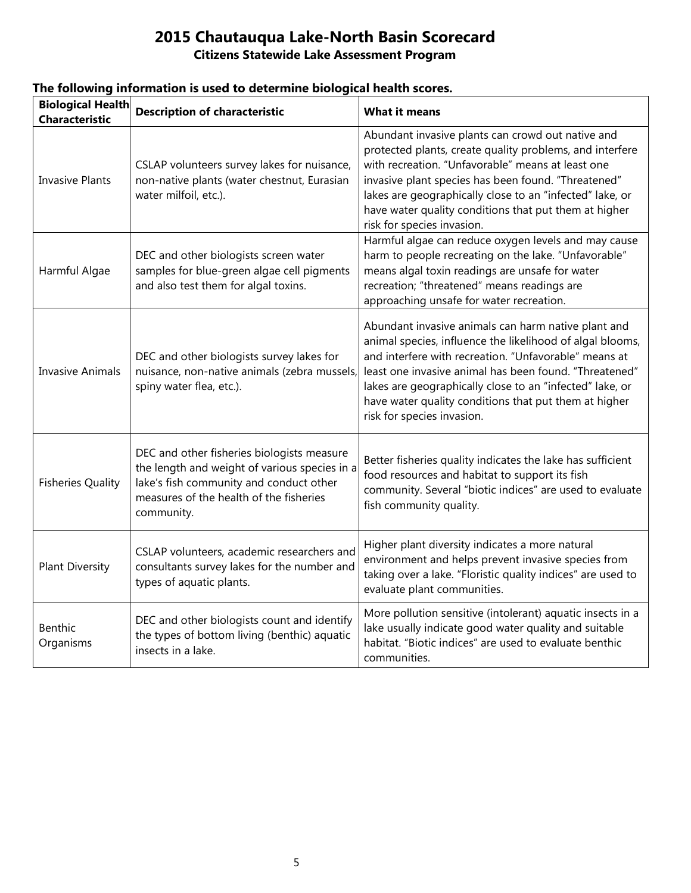# 2015 Chautauqua Lake-North Basin Scorecard

**Citizens Statewide Lake Assessment Program**

**The following information is used to determine biological health scores.**

| Biological Health Characteristic | Description of characteristic | What it means |
|---|---|---|
| Invasive Plants | CSLAP volunteers survey lakes for nuisance, non-native plants (water chestnut, Eurasian water milfoil, etc.). | Abundant invasive plants can crowd out native and protected plants, create quality problems, and interfere with recreation. "Unfavorable" means at least one invasive plant species has been found. "Threatened" lakes are geographically close to an "infected" lake, or have water quality conditions that put them at higher risk for species invasion. |
| Harmful Algae | DEC and other biologists screen water samples for blue-green algae cell pigments and also test them for algal toxins. | Harmful algae can reduce oxygen levels and may cause harm to people recreating on the lake. "Unfavorable" means algal toxin readings are unsafe for water recreation; "threatened" means readings are approaching unsafe for water recreation. |
| Invasive Animals | DEC and other biologists survey lakes for nuisance, non-native animals (zebra mussels, spiny water flea, etc.). | Abundant invasive animals can harm native plant and animal species, influence the likelihood of algal blooms, and interfere with recreation. "Unfavorable" means at least one invasive animal has been found. "Threatened" lakes are geographically close to an "infected" lake, or have water quality conditions that put them at higher risk for species invasion. |
| Fisheries Quality | DEC and other fisheries biologists measure the length and weight of various species in a lake's fish community and conduct other measures of the health of the fisheries community. | Better fisheries quality indicates the lake has sufficient food resources and habitat to support its fish community. Several "biotic indices" are used to evaluate fish community quality. |
| Plant Diversity | CSLAP volunteers, academic researchers and consultants survey lakes for the number and types of aquatic plants. | Higher plant diversity indicates a more natural environment and helps prevent invasive species from taking over a lake. "Floristic quality indices" are used to evaluate plant communities. |
| Benthic Organisms | DEC and other biologists count and identify the types of bottom living (benthic) aquatic insects in a lake. | More pollution sensitive (intolerant) aquatic insects in a lake usually indicate good water quality and suitable habitat. "Biotic indices" are used to evaluate benthic communities. |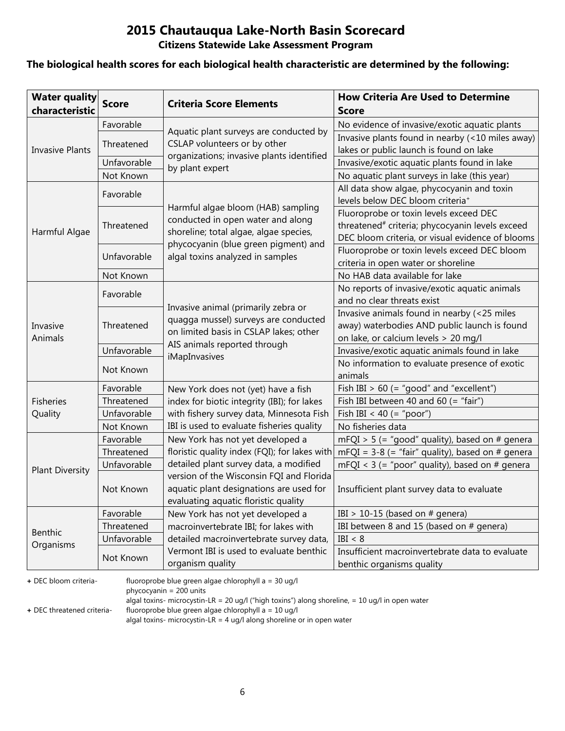# 2015 Chautauqua Lake-North Basin Scorecard

## Citizens Statewide Lake Assessment Program

**The biological health scores for each biological health characteristic are determined by the following:**

| Water quality characteristic | Score | Criteria Score Elements | How Criteria Are Used to Determine Score |
|---|---|---|---|
| Invasive Plants | Favorable | Aquatic plant surveys are conducted by CSLAP volunteers or by other organizations; invasive plants identified by plant expert | No evidence of invasive/exotic aquatic plants |
| | Threatened | | Invasive plants found in nearby (<10 miles away) lakes or public launch is found on lake |
| | Unfavorable | | Invasive/exotic aquatic plants found in lake |
| | Not Known | | No aquatic plant surveys in lake (this year) |
| Harmful Algae | Favorable | Harmful algae bloom (HAB) sampling conducted in open water and along shoreline; total algae, algae species, phycocyanin (blue green pigment) and algal toxins analyzed in samples | All data show algae, phycocyanin and toxin levels below DEC bloom criteria+ |
| | Threatened | | Fluoroprobe or toxin levels exceed DEC threatened# criteria; phycocyanin levels exceed DEC bloom criteria, or visual evidence of blooms |
| | Unfavorable | | Fluoroprobe or toxin levels exceed DEC bloom criteria in open water or shoreline |
| | Not Known | | No HAB data available for lake |
| Invasive Animals | Favorable | Invasive animal (primarily zebra or quagga mussel) surveys are conducted on limited basis in CSLAP lakes; other AIS animals reported through iMapInvasives | No reports of invasive/exotic aquatic animals and no clear threats exist |
| | Threatened | | Invasive animals found in nearby (<25 miles away) waterbodies AND public launch is found on lake, or calcium levels > 20 mg/l |
| | Unfavorable | | Invasive/exotic aquatic animals found in lake |
| | Not Known | | No information to evaluate presence of exotic animals |
| Fisheries Quality | Favorable | New York does not (yet) have a fish index for biotic integrity (IBI); for lakes with fishery survey data, Minnesota Fish IBI is used to evaluate fisheries quality | Fish IBI > 60 (= "good" and "excellent") |
| | Threatened | | Fish IBI between 40 and 60 (= "fair") |
| | Unfavorable | | Fish IBI < 40 (= "poor") |
| | Not Known | | No fisheries data |
| Plant Diversity | Favorable | New York has not yet developed a floristic quality index (FQI); for lakes with detailed plant survey data, a modified version of the Wisconsin FQI and Florida aquatic plant designations are used for evaluating aquatic floristic quality | mFQI > 5 (= "good" quality), based on # genera |
| | Threatened | | mFQI = 3-8 (= "fair" quality), based on # genera |
| | Unfavorable | | mFQI < 3 (= "poor" quality), based on # genera |
| | Not Known | | Insufficient plant survey data to evaluate |
| Benthic Organisms | Favorable | New York has not yet developed a macroinvertebrate IBI; for lakes with detailed macroinvertebrate survey data, Vermont IBI is used to evaluate benthic organism quality | IBI > 10-15 (based on # genera) |
| | Threatened | | IBI between 8 and 15 (based on # genera) |
| | Unfavorable | | IBI < 8 |
| | Not Known | | Insufficient macroinvertebrate data to evaluate benthic organisms quality |

**+** DEC bloom criteria- fluoroprobe blue green algae chlorophyll a = 30 ug/l
phycocyanin = 200 units
algal toxins- microcystin-LR = 20 ug/l ("high toxins") along shoreline, = 10 ug/l in open water

**+** DEC threatened criteria- fluoroprobe blue green algae chlorophyll a = 10 ug/l
algal toxins- microcystin-LR = 4 ug/l along shoreline or in open water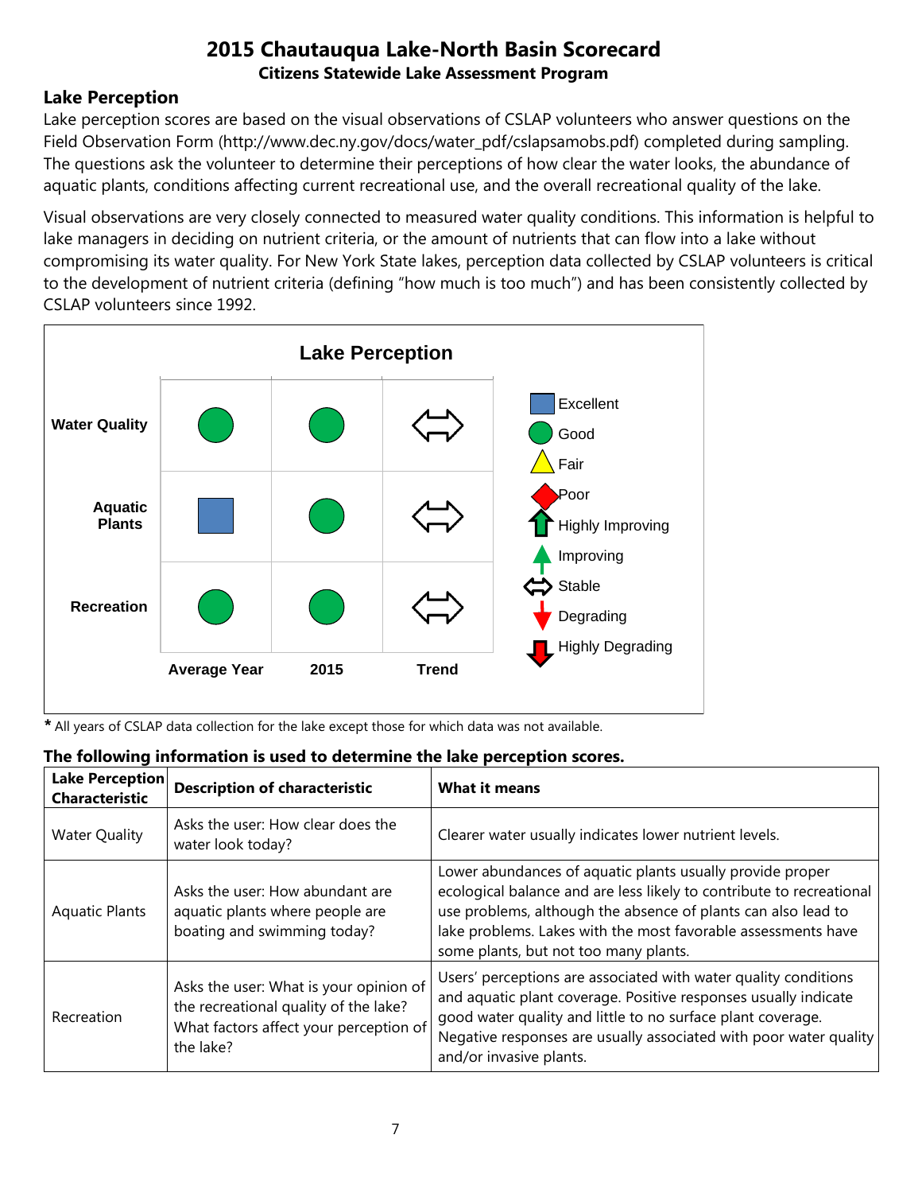# 2015 Chautauqua Lake-North Basin Scorecard

### Citizens Statewide Lake Assessment Program

## Lake Perception

Lake perception scores are based on the visual observations of CSLAP volunteers who answer questions on the Field Observation Form (http://www.dec.ny.gov/docs/water_pdf/cslapsamobs.pdf) completed during sampling. The questions ask the volunteer to determine their perceptions of how clear the water looks, the abundance of aquatic plants, conditions affecting current recreational use, and the overall recreational quality of the lake.

Visual observations are very closely connected to measured water quality conditions. This information is helpful to lake managers in deciding on nutrient criteria, or the amount of nutrients that can flow into a lake without compromising its water quality. For New York State lakes, perception data collected by CSLAP volunteers is critical to the development of nutrient criteria (defining "how much is too much") and has been consistently collected by CSLAP volunteers since 1992.

**Lake Perception**

| | Average Year | 2015 | Trend |
|---|---|---|---|
| Water Quality | Good | Good | Stable |
| Aquatic Plants | Excellent | Good | Stable |
| Recreation | Good | Good | Stable |

Legend: Excellent, Good, Fair, Poor, Highly Improving, Improving, Stable, Degrading, Highly Degrading

* All years of CSLAP data collection for the lake except those for which data was not available.

### The following information is used to determine the lake perception scores.

| Lake Perception Characteristic | Description of characteristic | What it means |
|---|---|---|
| Water Quality | Asks the user: How clear does the water look today? | Clearer water usually indicates lower nutrient levels. |
| Aquatic Plants | Asks the user: How abundant are aquatic plants where people are boating and swimming today? | Lower abundances of aquatic plants usually provide proper ecological balance and are less likely to contribute to recreational use problems, although the absence of plants can also lead to lake problems. Lakes with the most favorable assessments have some plants, but not too many plants. |
| Recreation | Asks the user: What is your opinion of the recreational quality of the lake? What factors affect your perception of the lake? | Users' perceptions are associated with water quality conditions and aquatic plant coverage. Positive responses usually indicate good water quality and little to no surface plant coverage. Negative responses are usually associated with poor water quality and/or invasive plants. |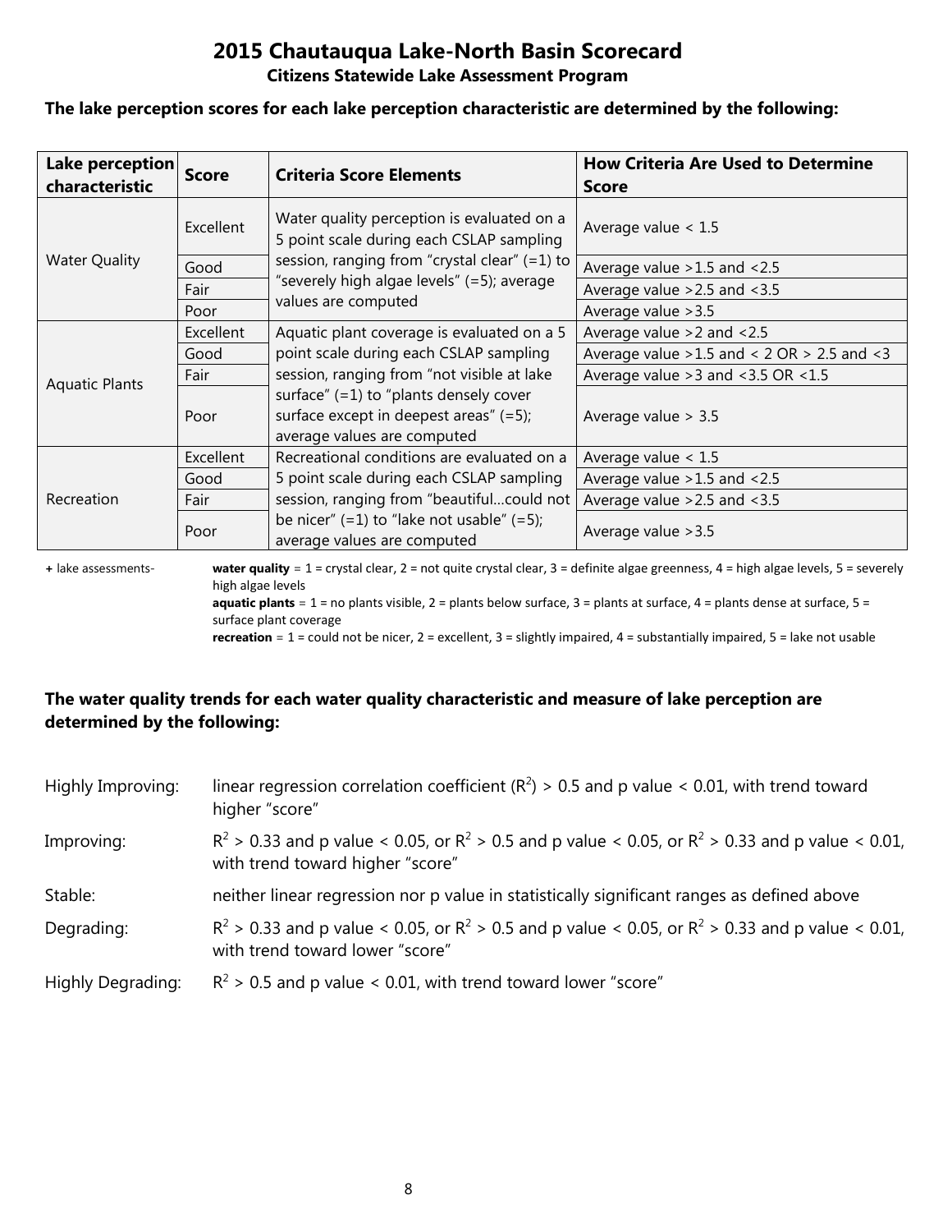# 2015 Chautauqua Lake-North Basin Scorecard

**Citizens Statewide Lake Assessment Program**

**The lake perception scores for each lake perception characteristic are determined by the following:**

| Lake perception characteristic | Score | Criteria Score Elements | How Criteria Are Used to Determine Score |
|---|---|---|---|
| Water Quality | Excellent | Water quality perception is evaluated on a 5 point scale during each CSLAP sampling session, ranging from "crystal clear" (=1) to "severely high algae levels" (=5); average values are computed | Average value < 1.5 |
| | Good | | Average value >1.5 and <2.5 |
| | Fair | | Average value >2.5 and <3.5 |
| | Poor | | Average value >3.5 |
| Aquatic Plants | Excellent | Aquatic plant coverage is evaluated on a 5 point scale during each CSLAP sampling session, ranging from "not visible at lake surface" (=1) to "plants densely cover surface except in deepest areas" (=5); average values are computed | Average value >2 and <2.5 |
| | Good | | Average value >1.5 and < 2 OR > 2.5 and <3 |
| | Fair | | Average value >3 and <3.5 OR <1.5 |
| | Poor | | Average value > 3.5 |
| Recreation | Excellent | Recreational conditions are evaluated on a 5 point scale during each CSLAP sampling session, ranging from "beautiful…could not be nicer" (=1) to "lake not usable" (=5); average values are computed | Average value < 1.5 |
| | Good | | Average value >1.5 and <2.5 |
| | Fair | | Average value >2.5 and <3.5 |
| | Poor | | Average value >3.5 |

+ lake assessments- **water quality** = 1 = crystal clear, 2 = not quite crystal clear, 3 = definite algae greenness, 4 = high algae levels, 5 = severely high algae levels
**aquatic plants** = 1 = no plants visible, 2 = plants below surface, 3 = plants at surface, 4 = plants dense at surface, 5 = surface plant coverage
**recreation** = 1 = could not be nicer, 2 = excellent, 3 = slightly impaired, 4 = substantially impaired, 5 = lake not usable

**The water quality trends for each water quality characteristic and measure of lake perception are determined by the following:**

Highly Improving: linear regression correlation coefficient ($R^2$) > 0.5 and p value < 0.01, with trend toward higher "score"

Improving: $R^2$ > 0.33 and p value < 0.05, or $R^2$ > 0.5 and p value < 0.05, or $R^2$ > 0.33 and p value < 0.01, with trend toward higher "score"

Stable: neither linear regression nor p value in statistically significant ranges as defined above

Degrading: $R^2$ > 0.33 and p value < 0.05, or $R^2$ > 0.5 and p value < 0.05, or $R^2$ > 0.33 and p value < 0.01, with trend toward lower "score"

Highly Degrading: $R^2$ > 0.5 and p value < 0.01, with trend toward lower "score"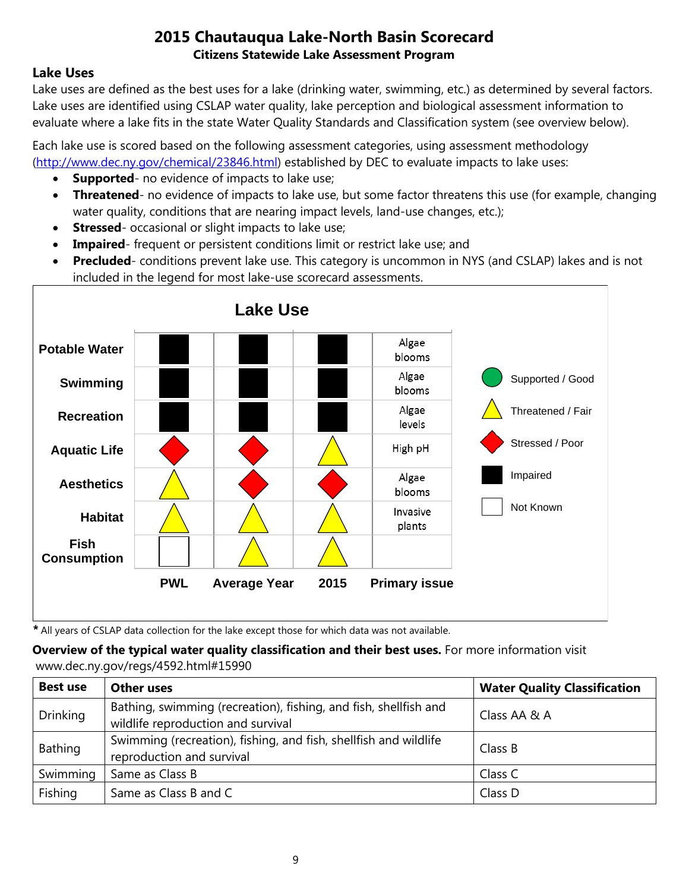# 2015 Chautauqua Lake-North Basin Scorecard

### Citizens Statewide Lake Assessment Program

## Lake Uses

Lake uses are defined as the best uses for a lake (drinking water, swimming, etc.) as determined by several factors. Lake uses are identified using CSLAP water quality, lake perception and biological assessment information to evaluate where a lake fits in the state Water Quality Standards and Classification system (see overview below).

Each lake use is scored based on the following assessment categories, using assessment methodology (http://www.dec.ny.gov/chemical/23846.html) established by DEC to evaluate impacts to lake uses:

- **Supported**- no evidence of impacts to lake use;
- **Threatened**- no evidence of impacts to lake use, but some factor threatens this use (for example, changing water quality, conditions that are nearing impact levels, land-use changes, etc.);
- **Stressed**- occasional or slight impacts to lake use;
- **Impaired**- frequent or persistent conditions limit or restrict lake use; and
- **Precluded**- conditions prevent lake use. This category is uncommon in NYS (and CSLAP) lakes and is not included in the legend for most lake-use scorecard assessments.

**Lake Use**

| | PWL | Average Year | 2015 | Primary issue |
|---|---|---|---|---|
| Potable Water | Impaired | Impaired | Impaired | Algae blooms |
| Swimming | Impaired | Impaired | Impaired | Algae blooms |
| Recreation | Impaired | Impaired | Impaired | Algae levels |
| Aquatic Life | Stressed / Poor | Stressed / Poor | Threatened / Fair | High pH |
| Aesthetics | Threatened / Fair | Stressed / Poor | Stressed / Poor | Algae blooms |
| Habitat | Threatened / Fair | Threatened / Fair | Threatened / Fair | Invasive plants |
| Fish Consumption | Not Known | Threatened / Fair | Threatened / Fair | |

Legend: Supported / Good; Threatened / Fair; Stressed / Poor; Impaired; Not Known

**\*** All years of CSLAP data collection for the lake except those for which data was not available.

**Overview of the typical water quality classification and their best uses.** For more information visit www.dec.ny.gov/regs/4592.html#15990

| Best use | Other uses | Water Quality Classification |
|---|---|---|
| Drinking | Bathing, swimming (recreation), fishing, and fish, shellfish and wildlife reproduction and survival | Class AA & A |
| Bathing | Swimming (recreation), fishing, and fish, shellfish and wildlife reproduction and survival | Class B |
| Swimming | Same as Class B | Class C |
| Fishing | Same as Class B and C | Class D |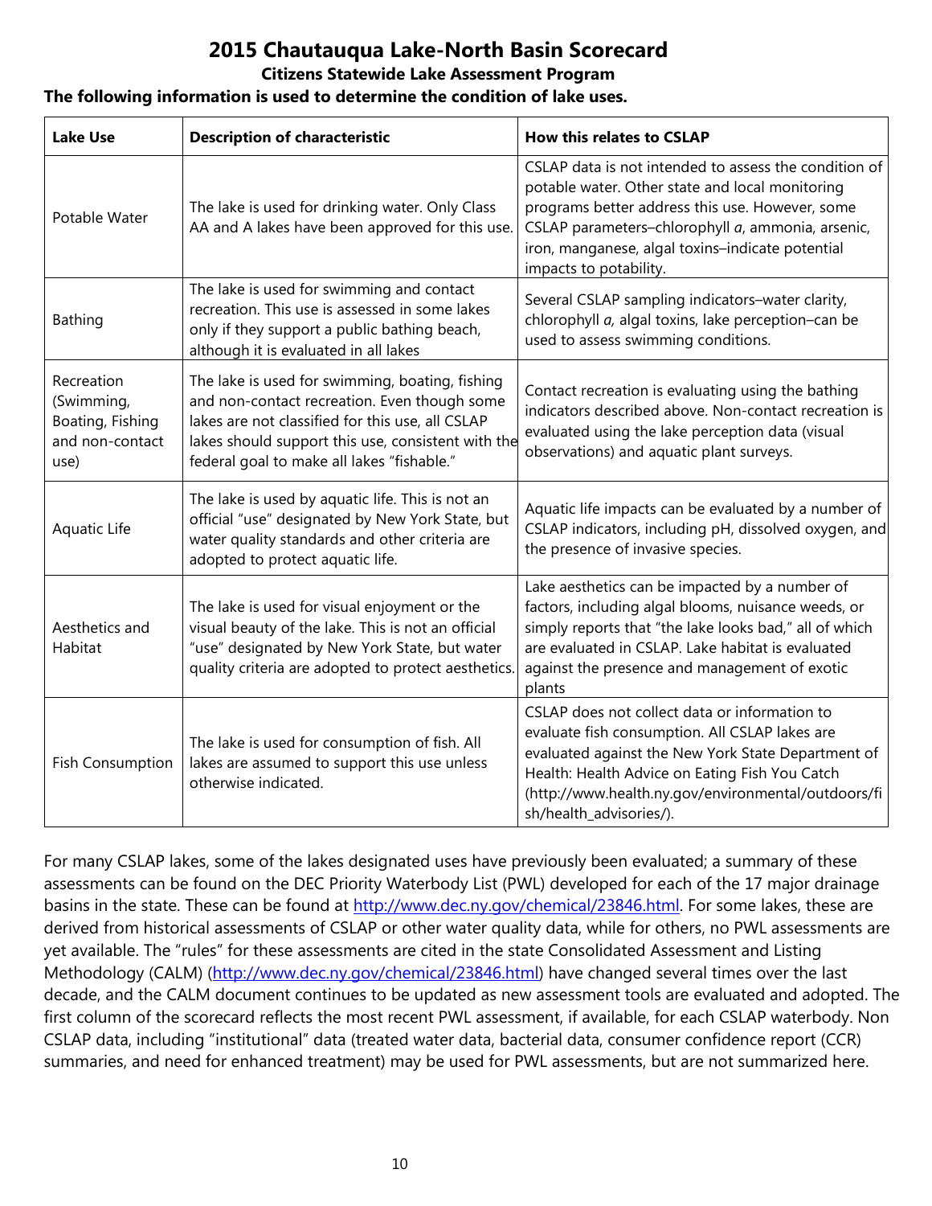# 2015 Chautauqua Lake-North Basin Scorecard

**Citizens Statewide Lake Assessment Program**

**The following information is used to determine the condition of lake uses.**

| Lake Use | Description of characteristic | How this relates to CSLAP |
|---|---|---|
| Potable Water | The lake is used for drinking water. Only Class AA and A lakes have been approved for this use. | CSLAP data is not intended to assess the condition of potable water. Other state and local monitoring programs better address this use. However, some CSLAP parameters–chlorophyll *a*, ammonia, arsenic, iron, manganese, algal toxins–indicate potential impacts to potability. |
| Bathing | The lake is used for swimming and contact recreation. This use is assessed in some lakes only if they support a public bathing beach, although it is evaluated in all lakes | Several CSLAP sampling indicators–water clarity, chlorophyll *a,* algal toxins, lake perception–can be used to assess swimming conditions. |
| Recreation (Swimming, Boating, Fishing and non-contact use) | The lake is used for swimming, boating, fishing and non-contact recreation. Even though some lakes are not classified for this use, all CSLAP lakes should support this use, consistent with the federal goal to make all lakes "fishable." | Contact recreation is evaluating using the bathing indicators described above. Non-contact recreation is evaluated using the lake perception data (visual observations) and aquatic plant surveys. |
| Aquatic Life | The lake is used by aquatic life. This is not an official "use" designated by New York State, but water quality standards and other criteria are adopted to protect aquatic life. | Aquatic life impacts can be evaluated by a number of CSLAP indicators, including pH, dissolved oxygen, and the presence of invasive species. |
| Aesthetics and Habitat | The lake is used for visual enjoyment or the visual beauty of the lake. This is not an official "use" designated by New York State, but water quality criteria are adopted to protect aesthetics. | Lake aesthetics can be impacted by a number of factors, including algal blooms, nuisance weeds, or simply reports that "the lake looks bad," all of which are evaluated in CSLAP. Lake habitat is evaluated against the presence and management of exotic plants |
| Fish Consumption | The lake is used for consumption of fish. All lakes are assumed to support this use unless otherwise indicated. | CSLAP does not collect data or information to evaluate fish consumption. All CSLAP lakes are evaluated against the New York State Department of Health: Health Advice on Eating Fish You Catch (http://www.health.ny.gov/environmental/outdoors/fish/health_advisories/). |

For many CSLAP lakes, some of the lakes designated uses have previously been evaluated; a summary of these assessments can be found on the DEC Priority Waterbody List (PWL) developed for each of the 17 major drainage basins in the state. These can be found at http://www.dec.ny.gov/chemical/23846.html. For some lakes, these are derived from historical assessments of CSLAP or other water quality data, while for others, no PWL assessments are yet available. The "rules" for these assessments are cited in the state Consolidated Assessment and Listing Methodology (CALM) (http://www.dec.ny.gov/chemical/23846.html) have changed several times over the last decade, and the CALM document continues to be updated as new assessment tools are evaluated and adopted. The first column of the scorecard reflects the most recent PWL assessment, if available, for each CSLAP waterbody. Non CSLAP data, including "institutional" data (treated water data, bacterial data, consumer confidence report (CCR) summaries, and need for enhanced treatment) may be used for PWL assessments, but are not summarized here.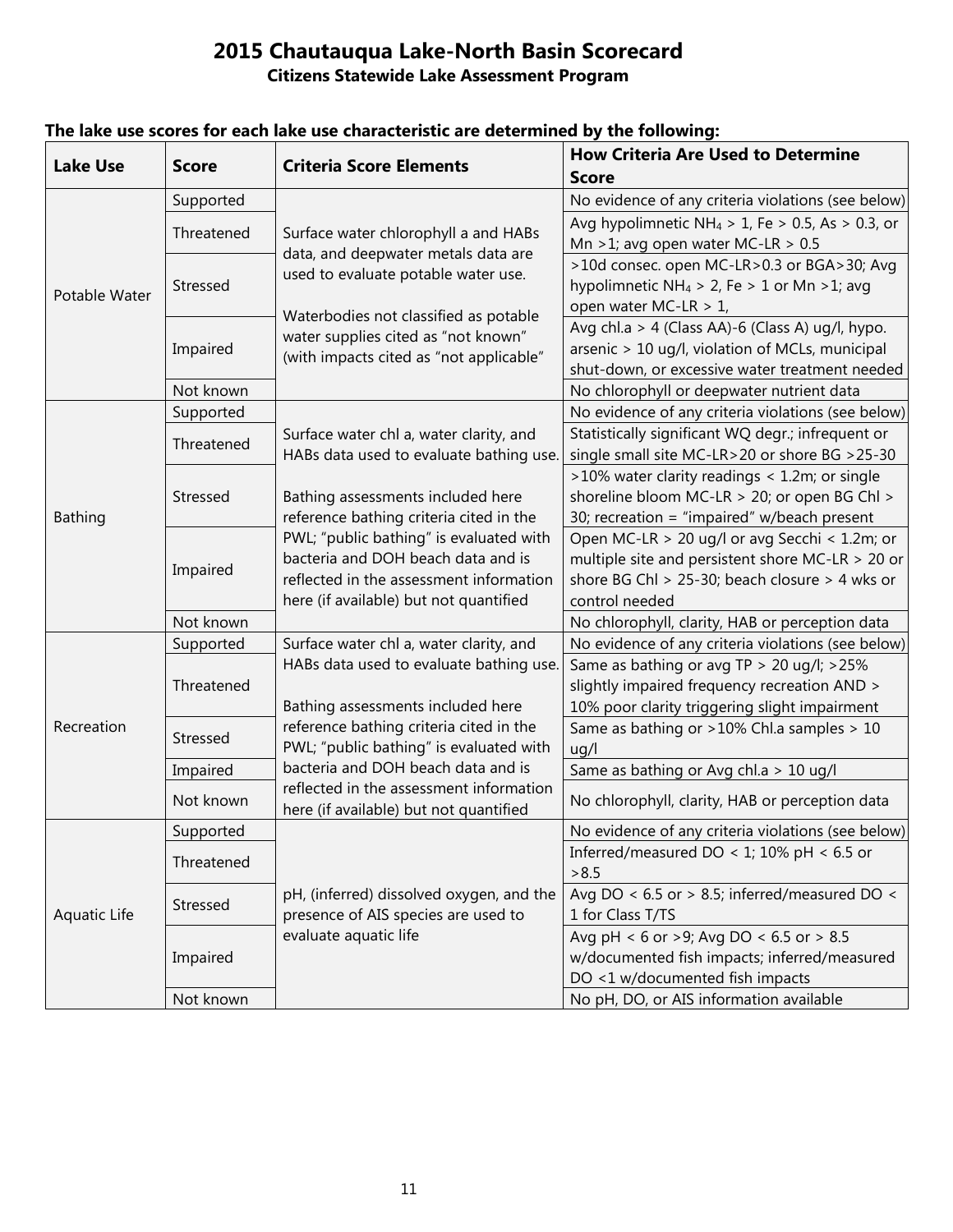# 2015 Chautauqua Lake-North Basin Scorecard

### Citizens Statewide Lake Assessment Program

**The lake use scores for each lake use characteristic are determined by the following:**

| Lake Use | Score | Criteria Score Elements | How Criteria Are Used to Determine Score |
|---|---|---|---|
| Potable Water | Supported | Surface water chlorophyll a and HABs data, and deepwater metals data are used to evaluate potable water use. Waterbodies not classified as potable water supplies cited as "not known" (with impacts cited as "not applicable" | No evidence of any criteria violations (see below) |
| | Threatened | | Avg hypolimnetic $NH_4$ > 1, Fe > 0.5, As > 0.3, or Mn >1; avg open water MC-LR > 0.5 |
| | Stressed | | >10d consec. open MC-LR>0.3 or BGA>30; Avg hypolimnetic $NH_4$ > 2, Fe > 1 or Mn >1; avg open water MC-LR > 1, |
| | Impaired | | Avg chl.a > 4 (Class AA)-6 (Class A) ug/l, hypo. arsenic > 10 ug/l, violation of MCLs, municipal shut-down, or excessive water treatment needed |
| | Not known | | No chlorophyll or deepwater nutrient data |
| Bathing | Supported | Surface water chl a, water clarity, and HABs data used to evaluate bathing use. Bathing assessments included here reference bathing criteria cited in the PWL; "public bathing" is evaluated with bacteria and DOH beach data and is reflected in the assessment information here (if available) but not quantified | No evidence of any criteria violations (see below) |
| | Threatened | | Statistically significant WQ degr.; infrequent or single small site MC-LR>20 or shore BG >25-30 |
| | Stressed | | >10% water clarity readings < 1.2m; or single shoreline bloom MC-LR > 20; or open BG Chl > 30; recreation = "impaired" w/beach present |
| | Impaired | | Open MC-LR > 20 ug/l or avg Secchi < 1.2m; or multiple site and persistent shore MC-LR > 20 or shore BG Chl > 25-30; beach closure > 4 wks or control needed |
| | Not known | | No chlorophyll, clarity, HAB or perception data |
| Recreation | Supported | Surface water chl a, water clarity, and HABs data used to evaluate bathing use. Bathing assessments included here reference bathing criteria cited in the PWL; "public bathing" is evaluated with bacteria and DOH beach data and is reflected in the assessment information here (if available) but not quantified | No evidence of any criteria violations (see below) |
| | Threatened | | Same as bathing or avg TP > 20 ug/l; >25% slightly impaired frequency recreation AND > 10% poor clarity triggering slight impairment |
| | Stressed | | Same as bathing or >10% Chl.a samples > 10 ug/l |
| | Impaired | | Same as bathing or Avg chl.a > 10 ug/l |
| | Not known | | No chlorophyll, clarity, HAB or perception data |
| Aquatic Life | Supported | pH, (inferred) dissolved oxygen, and the presence of AIS species are used to evaluate aquatic life | No evidence of any criteria violations (see below) |
| | Threatened | | Inferred/measured DO < 1; 10% pH < 6.5 or >8.5 |
| | Stressed | | Avg DO < 6.5 or > 8.5; inferred/measured DO < 1 for Class T/TS |
| | Impaired | | Avg pH < 6 or >9; Avg DO < 6.5 or > 8.5 w/documented fish impacts; inferred/measured DO <1 w/documented fish impacts |
| | Not known | | No pH, DO, or AIS information available |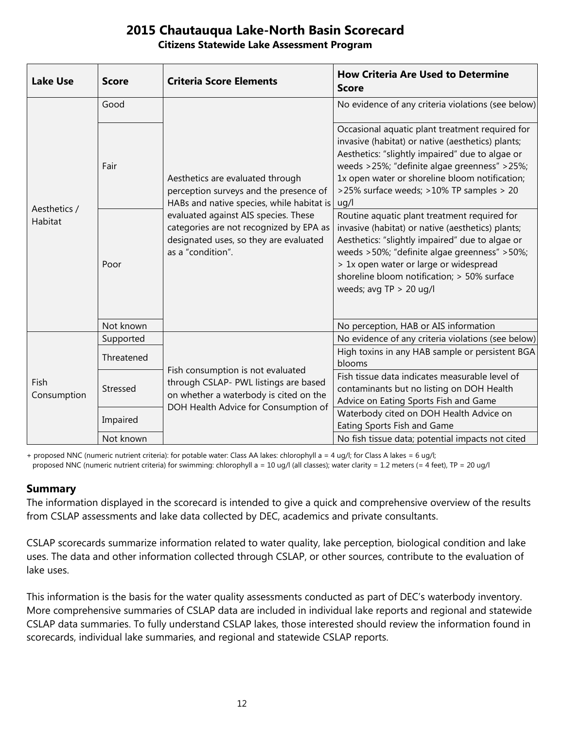# 2015 Chautauqua Lake-North Basin Scorecard

**Citizens Statewide Lake Assessment Program**

| Lake Use | Score | Criteria Score Elements | How Criteria Are Used to Determine Score |
|---|---|---|---|
| Aesthetics / Habitat | Good | Aesthetics are evaluated through perception surveys and the presence of HABs and native species, while habitat is evaluated against AIS species. These categories are not recognized by EPA as designated uses, so they are evaluated as a "condition". | No evidence of any criteria violations (see below) |
| | Fair | | Occasional aquatic plant treatment required for invasive (habitat) or native (aesthetics) plants; Aesthetics: "slightly impaired" due to algae or weeds >25%; "definite algae greenness" >25%; 1x open water or shoreline bloom notification; >25% surface weeds; >10% TP samples > 20 ug/l |
| | Poor | | Routine aquatic plant treatment required for invasive (habitat) or native (aesthetics) plants; Aesthetics: "slightly impaired" due to algae or weeds >50%; "definite algae greenness" >50%; > 1x open water or large or widespread shoreline bloom notification; > 50% surface weeds; avg TP > 20 ug/l |
| | Not known | | No perception, HAB or AIS information |
| Fish Consumption | Supported | Fish consumption is not evaluated through CSLAP- PWL listings are based on whether a waterbody is cited on the DOH Health Advice for Consumption of | No evidence of any criteria violations (see below) |
| | Threatened | | High toxins in any HAB sample or persistent BGA blooms |
| | Stressed | | Fish tissue data indicates measurable level of contaminants but no listing on DOH Health Advice on Eating Sports Fish and Game |
| | Impaired | | Waterbody cited on DOH Health Advice on Eating Sports Fish and Game |
| | Not known | | No fish tissue data; potential impacts not cited |

+ proposed NNC (numeric nutrient criteria): for potable water: Class AA lakes: chlorophyll a = 4 ug/l; for Class A lakes = 6 ug/l;
proposed NNC (numeric nutrient criteria) for swimming: chlorophyll a = 10 ug/l (all classes); water clarity = 1.2 meters (= 4 feet), TP = 20 ug/l

## Summary

The information displayed in the scorecard is intended to give a quick and comprehensive overview of the results from CSLAP assessments and lake data collected by DEC, academics and private consultants.

CSLAP scorecards summarize information related to water quality, lake perception, biological condition and lake uses. The data and other information collected through CSLAP, or other sources, contribute to the evaluation of lake uses.

This information is the basis for the water quality assessments conducted as part of DEC's waterbody inventory. More comprehensive summaries of CSLAP data are included in individual lake reports and regional and statewide CSLAP data summaries. To fully understand CSLAP lakes, those interested should review the information found in scorecards, individual lake summaries, and regional and statewide CSLAP reports.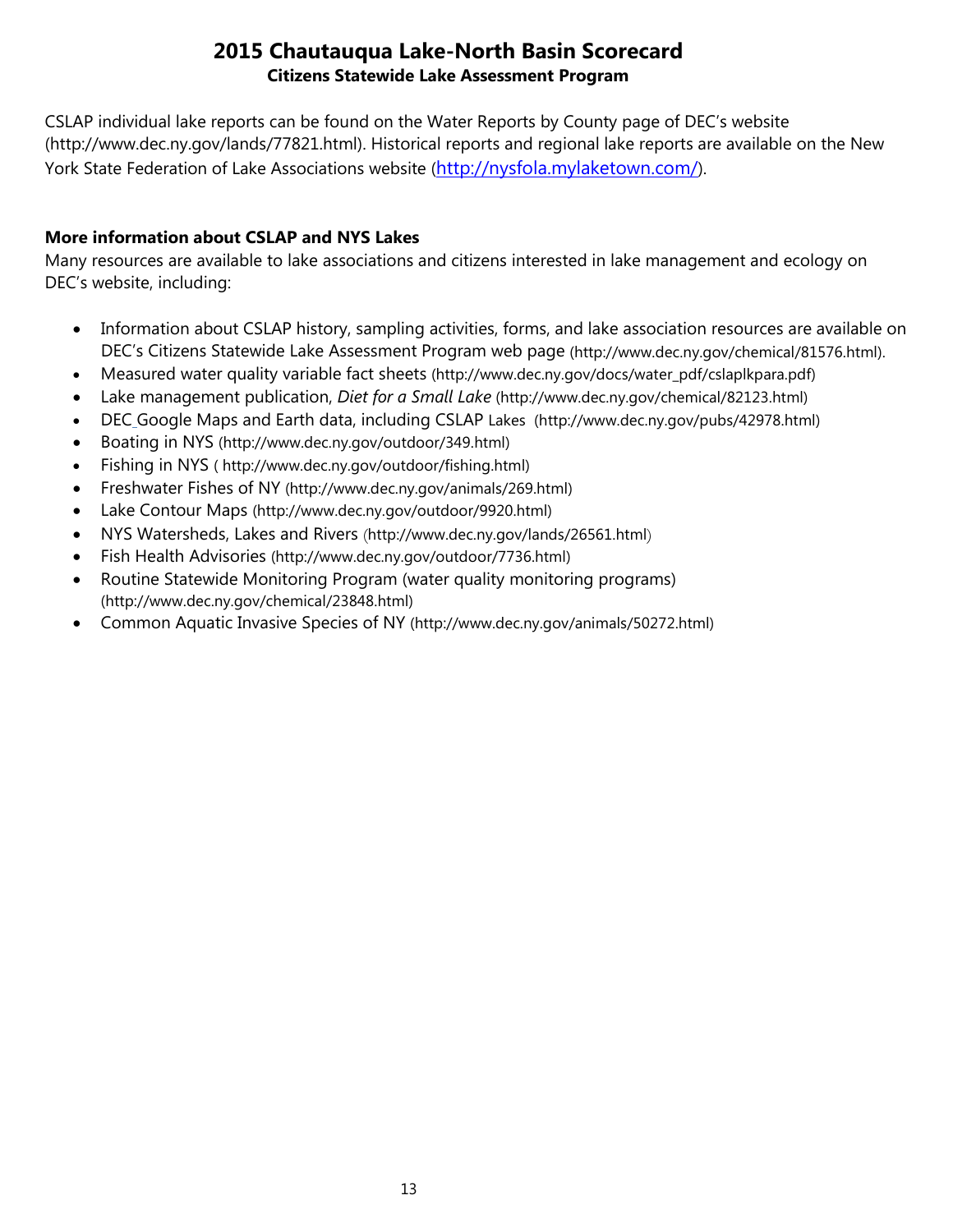# 2015 Chautauqua Lake-North Basin Scorecard

### Citizens Statewide Lake Assessment Program

CSLAP individual lake reports can be found on the Water Reports by County page of DEC's website (http://www.dec.ny.gov/lands/77821.html). Historical reports and regional lake reports are available on the New York State Federation of Lake Associations website (http://nysfola.mylaketown.com/).

**More information about CSLAP and NYS Lakes**

Many resources are available to lake associations and citizens interested in lake management and ecology on DEC's website, including:

- Information about CSLAP history, sampling activities, forms, and lake association resources are available on DEC's Citizens Statewide Lake Assessment Program web page (http://www.dec.ny.gov/chemical/81576.html).
- Measured water quality variable fact sheets (http://www.dec.ny.gov/docs/water_pdf/cslaplkpara.pdf)
- Lake management publication, *Diet for a Small Lake* (http://www.dec.ny.gov/chemical/82123.html)
- DEC Google Maps and Earth data, including CSLAP Lakes (http://www.dec.ny.gov/pubs/42978.html)
- Boating in NYS (http://www.dec.ny.gov/outdoor/349.html)
- Fishing in NYS ( http://www.dec.ny.gov/outdoor/fishing.html)
- Freshwater Fishes of NY (http://www.dec.ny.gov/animals/269.html)
- Lake Contour Maps (http://www.dec.ny.gov/outdoor/9920.html)
- NYS Watersheds, Lakes and Rivers (http://www.dec.ny.gov/lands/26561.html)
- Fish Health Advisories (http://www.dec.ny.gov/outdoor/7736.html)
- Routine Statewide Monitoring Program (water quality monitoring programs) (http://www.dec.ny.gov/chemical/23848.html)
- Common Aquatic Invasive Species of NY (http://www.dec.ny.gov/animals/50272.html)